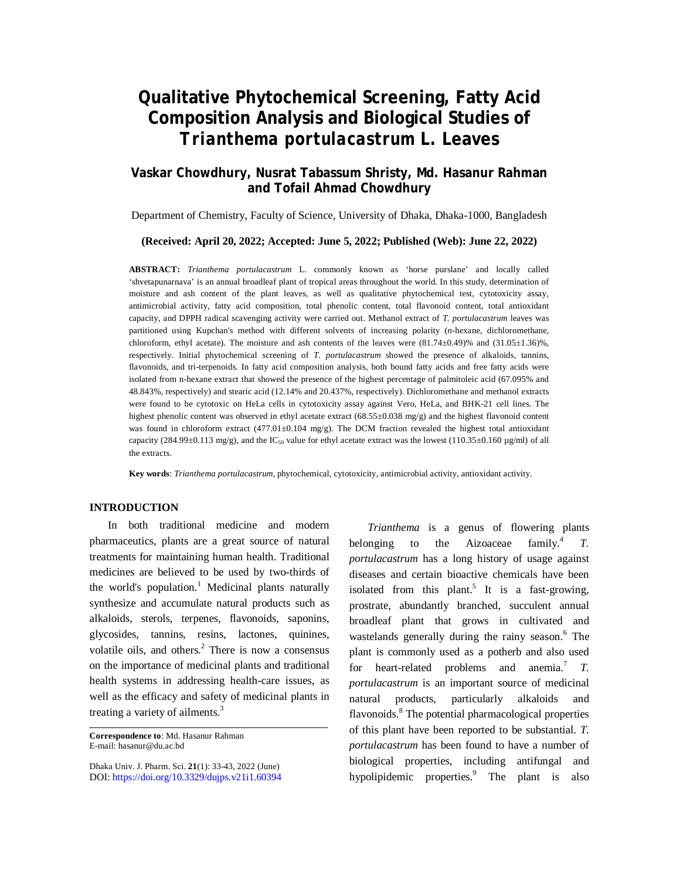# Qualitative Phytochemical Screening, Fatty Acid Composition Analysis and Biological Studies of *Trianthema portulacastrum* L. Leaves

**Vaskar Chowdhury, Nusrat Tabassum Shristy, Md. Hasanur Rahman and Tofail Ahmad Chowdhury**

Department of Chemistry, Faculty of Science, University of Dhaka, Dhaka-1000, Bangladesh

**(Received: April 20, 2022; Accepted: June 5, 2022; Published (Web): June 22, 2022)**

**ABSTRACT:** *Trianthema portulacastrum* L. commonly known as 'horse purslane' and locally called 'shvetapunarnava' is an annual broadleaf plant of tropical areas throughout the world. In this study, determination of moisture and ash content of the plant leaves, as well as qualitative phytochemical test, cytotoxicity assay, antimicrobial activity, fatty acid composition, total phenolic content, total flavonoid content, total antioxidant capacity, and DPPH radical scavenging activity were carried out. Methanol extract of *T. portulacastrum* leaves was partitioned using Kupchan's method with different solvents of increasing polarity (*n*-hexane, dichloromethane, chloroform, ethyl acetate). The moisture and ash contents of the leaves were (81.74±0.49)% and (31.05±1.36)%, respectively. Initial phytochemical screening of *T. portulacastrum* showed the presence of alkaloids, tannins, flavonoids, and tri-terpenoids. In fatty acid composition analysis, both bound fatty acids and free fatty acids were isolated from n-hexane extract that showed the presence of the highest percentage of palmitoleic acid (67.095% and 48.843%, respectively) and stearic acid (12.14% and 20.437%, respectively). Dichloromethane and methanol extracts were found to be cytotoxic on HeLa cells in cytotoxicity assay against Vero, HeLa, and BHK-21 cell lines. The highest phenolic content was observed in ethyl acetate extract (68.55±0.038 mg/g) and the highest flavonoid content was found in chloroform extract (477.01±0.104 mg/g). The DCM fraction revealed the highest total antioxidant capacity (284.99±0.113 mg/g), and the $IC_{50}$ value for ethyl acetate extract was the lowest (110.35±0.160 µg/ml) of all the extracts.

**Key words**: *Trianthema portulacastrum*, phytochemical, cytotoxicity, antimicrobial activity, antioxidant activity.

## INTRODUCTION

In both traditional medicine and modern pharmaceutics, plants are a great source of natural treatments for maintaining human health. Traditional medicines are believed to be used by two-thirds of the world's population.[1] Medicinal plants naturally synthesize and accumulate natural products such as alkaloids, sterols, terpenes, flavonoids, saponins, glycosides, tannins, resins, lactones, quinines, volatile oils, and others.[2] There is now a consensus on the importance of medicinal plants and traditional health systems in addressing health-care issues, as well as the efficacy and safety of medicinal plants in treating a variety of ailments.[3]

*Trianthema* is a genus of flowering plants belonging to the Aizoaceae family.[4] *T. portulacastrum* has a long history of usage against diseases and certain bioactive chemicals have been isolated from this plant.[5] It is a fast-growing, prostrate, abundantly branched, succulent annual broadleaf plant that grows in cultivated and wastelands generally during the rainy season.[6] The plant is commonly used as a potherb and also used for heart-related problems and anemia.[7] *T. portulacastrum* is an important source of medicinal natural products, particularly alkaloids and flavonoids.[8] The potential pharmacological properties of this plant have been reported to be substantial. *T. portulacastrum* has been found to have a number of biological properties, including antifungal and hypolipidemic properties.[9] The plant is also

**Correspondence to**: Md. Hasanur Rahman
E-mail: hasanur@du.ac.bd

DOI: https://doi.org/10.3329/dujps.v21i1.60394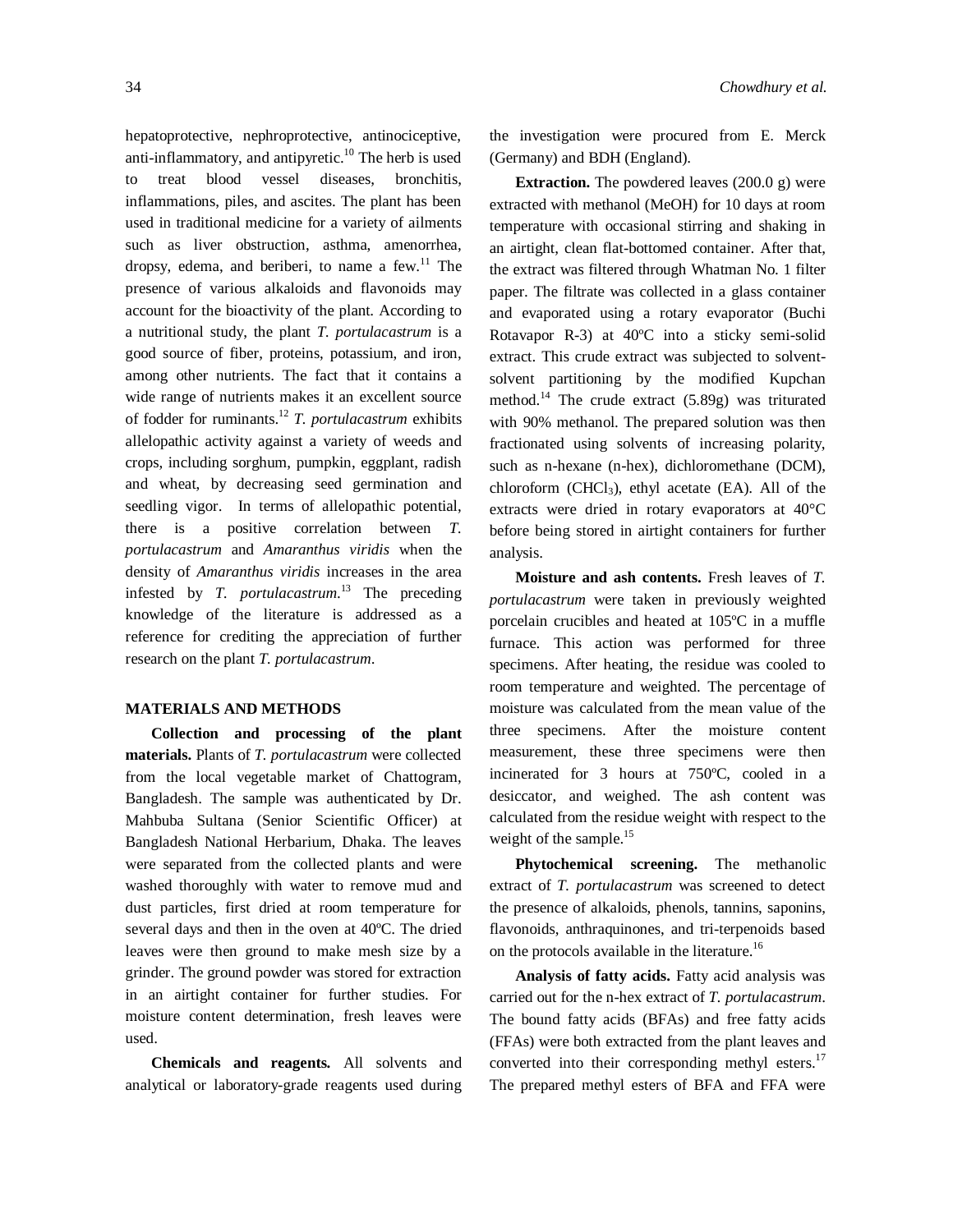hepatoprotective, nephroprotective, antinociceptive, anti-inflammatory, and antipyretic.[10] The herb is used to treat blood vessel diseases, bronchitis, inflammations, piles, and ascites. The plant has been used in traditional medicine for a variety of ailments such as liver obstruction, asthma, amenorrhea, dropsy, edema, and beriberi, to name a few.[11] The presence of various alkaloids and flavonoids may account for the bioactivity of the plant. According to a nutritional study, the plant *T. portulacastrum* is a good source of fiber, proteins, potassium, and iron, among other nutrients. The fact that it contains a wide range of nutrients makes it an excellent source of fodder for ruminants.[12] *T. portulacastrum* exhibits allelopathic activity against a variety of weeds and crops, including sorghum, pumpkin, eggplant, radish and wheat, by decreasing seed germination and seedling vigor. In terms of allelopathic potential, there is a positive correlation between *T. portulacastrum* and *Amaranthus viridis* when the density of *Amaranthus viridis* increases in the area infested by *T. portulacastrum*.[13] The preceding knowledge of the literature is addressed as a reference for crediting the appreciation of further research on the plant *T. portulacastrum*.

## MATERIALS AND METHODS

**Collection and processing of the plant materials.** Plants of *T. portulacastrum* were collected from the local vegetable market of Chattogram, Bangladesh. The sample was authenticated by Dr. Mahbuba Sultana (Senior Scientific Officer) at Bangladesh National Herbarium, Dhaka. The leaves were separated from the collected plants and were washed thoroughly with water to remove mud and dust particles, first dried at room temperature for several days and then in the oven at 40ºC. The dried leaves were then ground to make mesh size by a grinder. The ground powder was stored for extraction in an airtight container for further studies. For moisture content determination, fresh leaves were used.

**Chemicals and reagents.** All solvents and analytical or laboratory-grade reagents used during the investigation were procured from E. Merck (Germany) and BDH (England).

**Extraction.** The powdered leaves (200.0 g) were extracted with methanol (MeOH) for 10 days at room temperature with occasional stirring and shaking in an airtight, clean flat-bottomed container. After that, the extract was filtered through Whatman No. 1 filter paper. The filtrate was collected in a glass container and evaporated using a rotary evaporator (Buchi Rotavapor R-3) at 40ºC into a sticky semi-solid extract. This crude extract was subjected to solvent-solvent partitioning by the modified Kupchan method.[14] The crude extract (5.89g) was triturated with 90% methanol. The prepared solution was then fractionated using solvents of increasing polarity, such as n-hexane (n-hex), dichloromethane (DCM), chloroform ($CHCl_3$), ethyl acetate (EA). All of the extracts were dried in rotary evaporators at 40°C before being stored in airtight containers for further analysis.

**Moisture and ash contents.** Fresh leaves of *T. portulacastrum* were taken in previously weighted porcelain crucibles and heated at 105ºC in a muffle furnace. This action was performed for three specimens. After heating, the residue was cooled to room temperature and weighted. The percentage of moisture was calculated from the mean value of the three specimens. After the moisture content measurement, these three specimens were then incinerated for 3 hours at 750ºC, cooled in a desiccator, and weighed. The ash content was calculated from the residue weight with respect to the weight of the sample.[15]

**Phytochemical screening.** The methanolic extract of *T. portulacastrum* was screened to detect the presence of alkaloids, phenols, tannins, saponins, flavonoids, anthraquinones, and tri-terpenoids based on the protocols available in the literature.[16]

**Analysis of fatty acids.** Fatty acid analysis was carried out for the n-hex extract of *T. portulacastrum*. The bound fatty acids (BFAs) and free fatty acids (FFAs) were both extracted from the plant leaves and converted into their corresponding methyl esters.[17] The prepared methyl esters of BFA and FFA were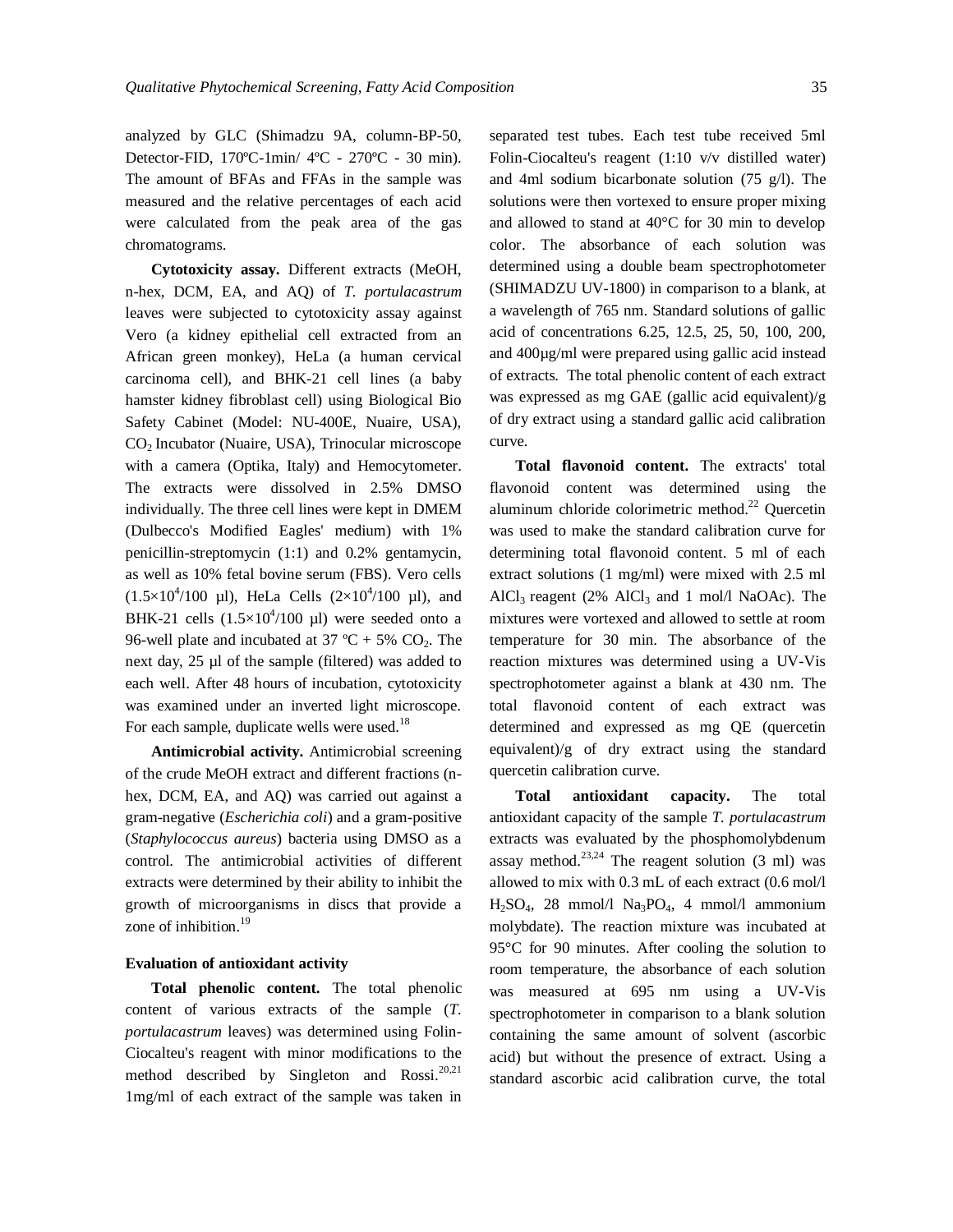analyzed by GLC (Shimadzu 9A, column-BP-50, Detector-FID, 170ºC-1min/ 4ºC - 270ºC - 30 min). The amount of BFAs and FFAs in the sample was measured and the relative percentages of each acid were calculated from the peak area of the gas chromatograms.

**Cytotoxicity assay.** Different extracts (MeOH, n-hex, DCM, EA, and AQ) of *T. portulacastrum* leaves were subjected to cytotoxicity assay against Vero (a kidney epithelial cell extracted from an African green monkey), HeLa (a human cervical carcinoma cell), and BHK-21 cell lines (a baby hamster kidney fibroblast cell) using Biological Bio Safety Cabinet (Model: NU-400E, Nuaire, USA), $CO_2$ Incubator (Nuaire, USA), Trinocular microscope with a camera (Optika, Italy) and Hemocytometer. The extracts were dissolved in 2.5% DMSO individually. The three cell lines were kept in DMEM (Dulbecco's Modified Eagles' medium) with 1% penicillin-streptomycin (1:1) and 0.2% gentamycin, as well as 10% fetal bovine serum (FBS). Vero cells ($1.5\times10^4$/100 µl), HeLa Cells ($2\times10^4$/100 µl), and BHK-21 cells ($1.5\times10^4$/100 µl) were seeded onto a 96-well plate and incubated at 37 ºC + 5% $CO_2$. The next day, 25 µl of the sample (filtered) was added to each well. After 48 hours of incubation, cytotoxicity was examined under an inverted light microscope. For each sample, duplicate wells were used.[18]

**Antimicrobial activity.** Antimicrobial screening of the crude MeOH extract and different fractions (n-hex, DCM, EA, and AQ) was carried out against a gram-negative (*Escherichia coli*) and a gram-positive (*Staphylococcus aureus*) bacteria using DMSO as a control. The antimicrobial activities of different extracts were determined by their ability to inhibit the growth of microorganisms in discs that provide a zone of inhibition.[19]

### Evaluation of antioxidant activity

**Total phenolic content.** The total phenolic content of various extracts of the sample (*T. portulacastrum* leaves) was determined using Folin-Ciocalteu's reagent with minor modifications to the method described by Singleton and Rossi.[20,21] 1mg/ml of each extract of the sample was taken in separated test tubes. Each test tube received 5ml Folin-Ciocalteu's reagent (1:10 v/v distilled water) and 4ml sodium bicarbonate solution (75 g/l). The solutions were then vortexed to ensure proper mixing and allowed to stand at 40°C for 30 min to develop color. The absorbance of each solution was determined using a double beam spectrophotometer (SHIMADZU UV-1800) in comparison to a blank, at a wavelength of 765 nm. Standard solutions of gallic acid of concentrations 6.25, 12.5, 25, 50, 100, 200, and 400µg/ml were prepared using gallic acid instead of extracts. The total phenolic content of each extract was expressed as mg GAE (gallic acid equivalent)/g of dry extract using a standard gallic acid calibration curve.

**Total flavonoid content.** The extracts' total flavonoid content was determined using the aluminum chloride colorimetric method.[22] Quercetin was used to make the standard calibration curve for determining total flavonoid content. 5 ml of each extract solutions (1 mg/ml) were mixed with 2.5 ml $AlCl_3$ reagent (2% $AlCl_3$ and 1 mol/l NaOAc). The mixtures were vortexed and allowed to settle at room temperature for 30 min. The absorbance of the reaction mixtures was determined using a UV-Vis spectrophotometer against a blank at 430 nm. The total flavonoid content of each extract was determined and expressed as mg QE (quercetin equivalent)/g of dry extract using the standard quercetin calibration curve.

**Total antioxidant capacity.** The total antioxidant capacity of the sample *T. portulacastrum* extracts was evaluated by the phosphomolybdenum assay method.[23,24] The reagent solution (3 ml) was allowed to mix with 0.3 mL of each extract (0.6 mol/l $H_2SO_4$, 28 mmol/l $Na_3PO_4$, 4 mmol/l ammonium molybdate). The reaction mixture was incubated at 95°C for 90 minutes. After cooling the solution to room temperature, the absorbance of each solution was measured at 695 nm using a UV-Vis spectrophotometer in comparison to a blank solution containing the same amount of solvent (ascorbic acid) but without the presence of extract. Using a standard ascorbic acid calibration curve, the total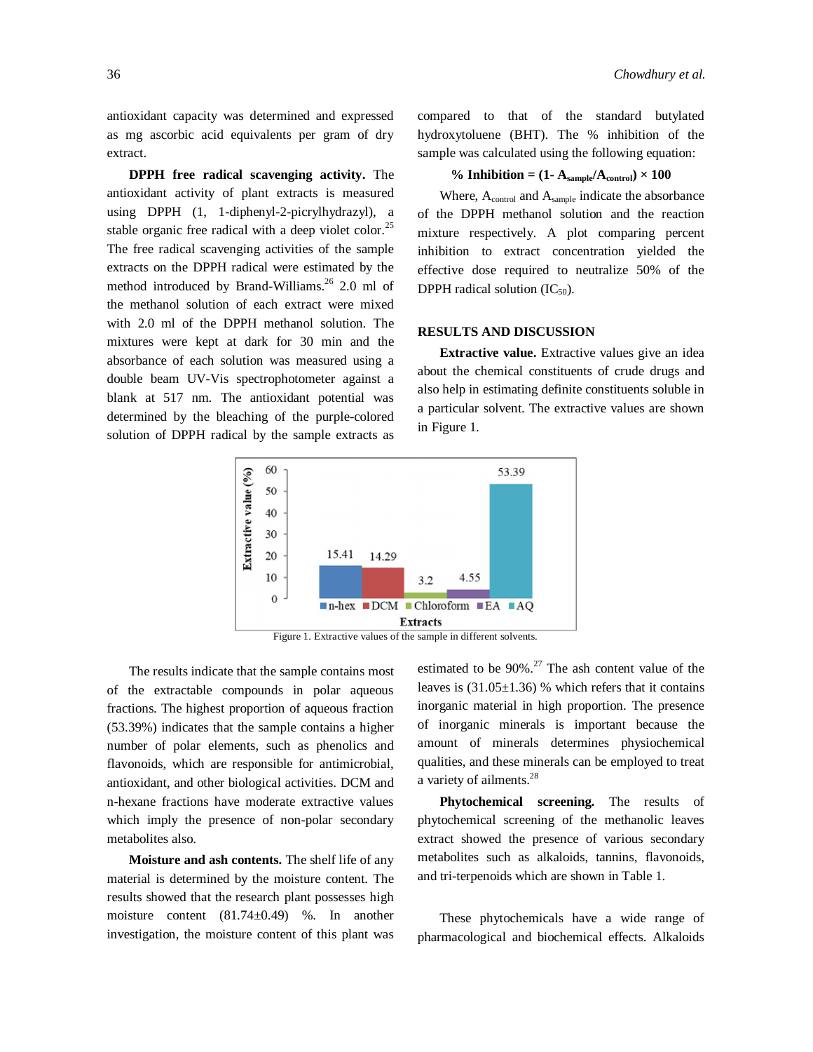antioxidant capacity was determined and expressed as mg ascorbic acid equivalents per gram of dry extract.

**DPPH free radical scavenging activity.** The antioxidant activity of plant extracts is measured using DPPH (1, 1-diphenyl-2-picrylhydrazyl), a stable organic free radical with a deep violet color.[25] The free radical scavenging activities of the sample extracts on the DPPH radical were estimated by the method introduced by Brand-Williams.[26] 2.0 ml of the methanol solution of each extract were mixed with 2.0 ml of the DPPH methanol solution. The mixtures were kept at dark for 30 min and the absorbance of each solution was measured using a double beam UV-Vis spectrophotometer against a blank at 517 nm. The antioxidant potential was determined by the bleaching of the purple-colored solution of DPPH radical by the sample extracts as compared to that of the standard butylated hydroxytoluene (BHT). The % inhibition of the sample was calculated using the following equation:

$$\% \text{ Inhibition} = (1 - A_{sample}/A_{control}) \times 100$$

Where, $A_{control}$ and $A_{sample}$ indicate the absorbance of the DPPH methanol solution and the reaction mixture respectively. A plot comparing percent inhibition to extract concentration yielded the effective dose required to neutralize 50% of the DPPH radical solution ($IC_{50}$).

## RESULTS AND DISCUSSION

**Extractive value.** Extractive values give an idea about the chemical constituents of crude drugs and also help in estimating definite constituents soluble in a particular solvent. The extractive values are shown in Figure 1.

| Extracts | Extractive value (%) |
|---|---|
| n-hex | 15.41 |
| DCM | 14.29 |
| Chloroform | 3.2 |
| EA | 4.55 |
| AQ | 53.39 |

Figure 1. Extractive values of the sample in different solvents.

The results indicate that the sample contains most of the extractable compounds in polar aqueous fractions. The highest proportion of aqueous fraction (53.39%) indicates that the sample contains a higher number of polar elements, such as phenolics and flavonoids, which are responsible for antimicrobial, antioxidant, and other biological activities. DCM and n-hexane fractions have moderate extractive values which imply the presence of non-polar secondary metabolites also.

**Moisture and ash contents.** The shelf life of any material is determined by the moisture content. The results showed that the research plant possesses high moisture content (81.74±0.49) %. In another investigation, the moisture content of this plant was estimated to be 90%.[27] The ash content value of the leaves is (31.05±1.36) % which refers that it contains inorganic material in high proportion. The presence of inorganic minerals is important because the amount of minerals determines physiochemical qualities, and these minerals can be employed to treat a variety of ailments.[28]

**Phytochemical screening.** The results of phytochemical screening of the methanolic leaves extract showed the presence of various secondary metabolites such as alkaloids, tannins, flavonoids, and tri-terpenoids which are shown in Table 1.

These phytochemicals have a wide range of pharmacological and biochemical effects. Alkaloids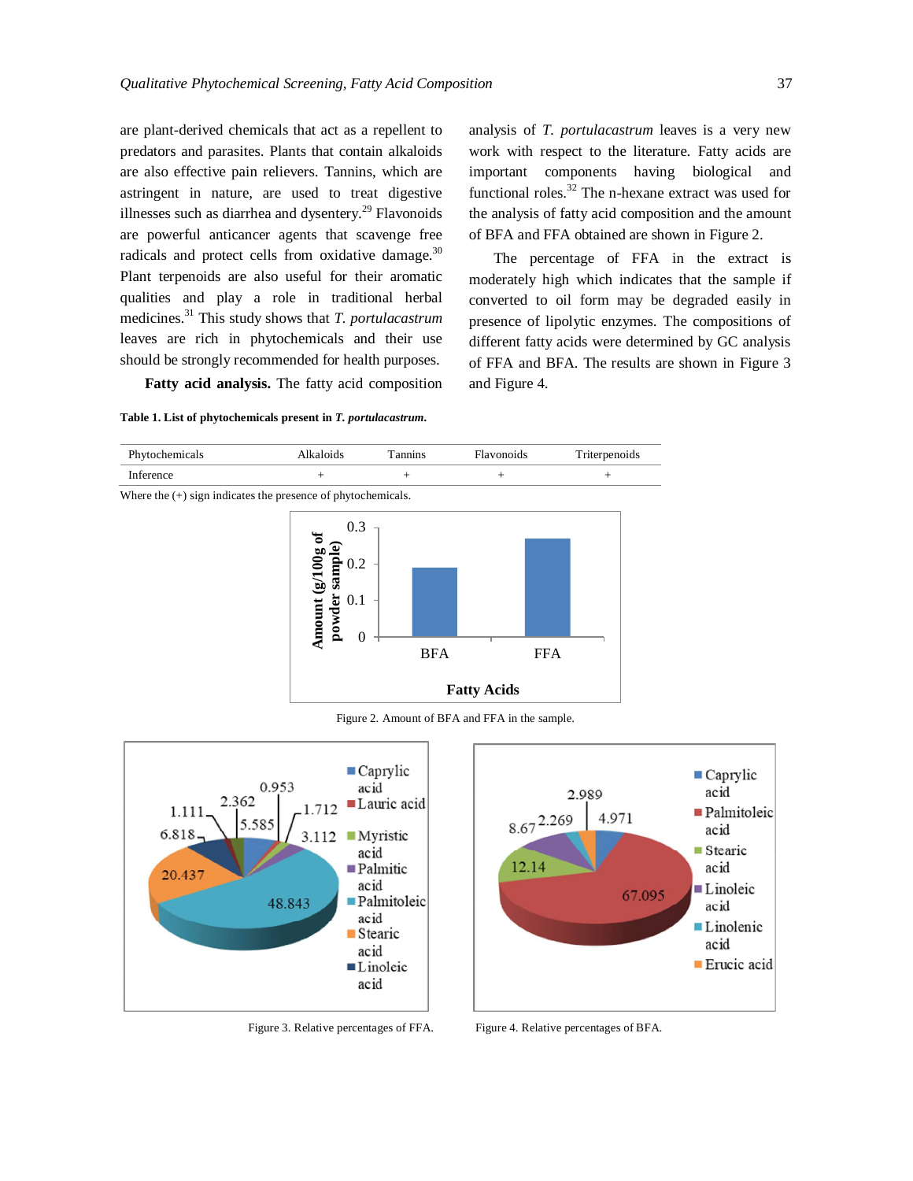are plant-derived chemicals that act as a repellent to predators and parasites. Plants that contain alkaloids are also effective pain relievers. Tannins, which are astringent in nature, are used to treat digestive illnesses such as diarrhea and dysentery.[29] Flavonoids are powerful anticancer agents that scavenge free radicals and protect cells from oxidative damage.[30] Plant terpenoids are also useful for their aromatic qualities and play a role in traditional herbal medicines.[31] This study shows that *T. portulacastrum* leaves are rich in phytochemicals and their use should be strongly recommended for health purposes.

**Fatty acid analysis.** The fatty acid composition analysis of *T. portulacastrum* leaves is a very new work with respect to the literature. Fatty acids are important components having biological and functional roles.[32] The n-hexane extract was used for the analysis of fatty acid composition and the amount of BFA and FFA obtained are shown in Figure 2.

The percentage of FFA in the extract is moderately high which indicates that the sample if converted to oil form may be degraded easily in presence of lipolytic enzymes. The compositions of different fatty acids were determined by GC analysis of FFA and BFA. The results are shown in Figure 3 and Figure 4.

**Table 1. List of phytochemicals present in *T. portulacastrum*.**

| Phytochemicals | Alkaloids | Tannins | Flavonoids | Triterpenoids |
|---|---|---|---|---|
| Inference | + | + | + | + |

Where the (+) sign indicates the presence of phytochemicals.

Figure 2. Amount of BFA and FFA in the sample.

Figure 3. Relative percentages of FFA.

Figure 4. Relative percentages of BFA.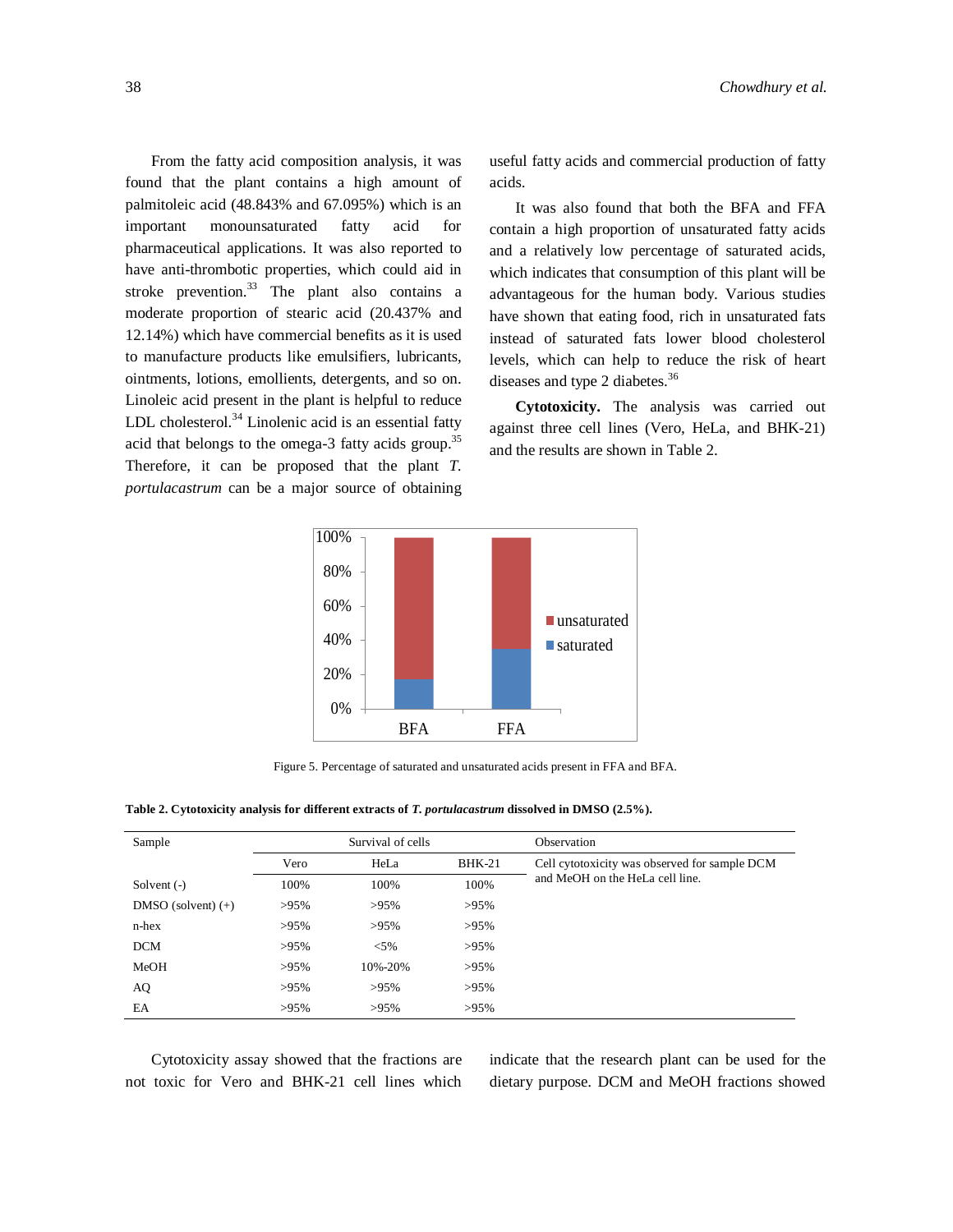From the fatty acid composition analysis, it was found that the plant contains a high amount of palmitoleic acid (48.843% and 67.095%) which is an important monounsaturated fatty acid for pharmaceutical applications. It was also reported to have anti-thrombotic properties, which could aid in stroke prevention.[33] The plant also contains a moderate proportion of stearic acid (20.437% and 12.14%) which have commercial benefits as it is used to manufacture products like emulsifiers, lubricants, ointments, lotions, emollients, detergents, and so on. Linoleic acid present in the plant is helpful to reduce LDL cholesterol.[34] Linolenic acid is an essential fatty acid that belongs to the omega-3 fatty acids group.[35] Therefore, it can be proposed that the plant *T. portulacastrum* can be a major source of obtaining useful fatty acids and commercial production of fatty acids.

It was also found that both the BFA and FFA contain a high proportion of unsaturated fatty acids and a relatively low percentage of saturated acids, which indicates that consumption of this plant will be advantageous for the human body. Various studies have shown that eating food, rich in unsaturated fats instead of saturated fats lower blood cholesterol levels, which can help to reduce the risk of heart diseases and type 2 diabetes.[36]

**Cytotoxicity.** The analysis was carried out against three cell lines (Vero, HeLa, and BHK-21) and the results are shown in Table 2.

Figure 5. Percentage of saturated and unsaturated acids present in FFA and BFA.

**Table 2. Cytotoxicity analysis for different extracts of *T. portulacastrum* dissolved in DMSO (2.5%).**

| Sample | Survival of cells | | | Observation |
|---|---|---|---|---|
| | Vero | HeLa | BHK-21 | Cell cytotoxicity was observed for sample DCM and MeOH on the HeLa cell line. |
| Solvent (-) | 100% | 100% | 100% | |
| DMSO (solvent) (+) | >95% | >95% | >95% | |
| n-hex | >95% | >95% | >95% | |
| DCM | >95% | <5% | >95% | |
| MeOH | >95% | 10%-20% | >95% | |
| AQ | >95% | >95% | >95% | |
| EA | >95% | >95% | >95% | |

Cytotoxicity assay showed that the fractions are not toxic for Vero and BHK-21 cell lines which indicate that the research plant can be used for the dietary purpose. DCM and MeOH fractions showed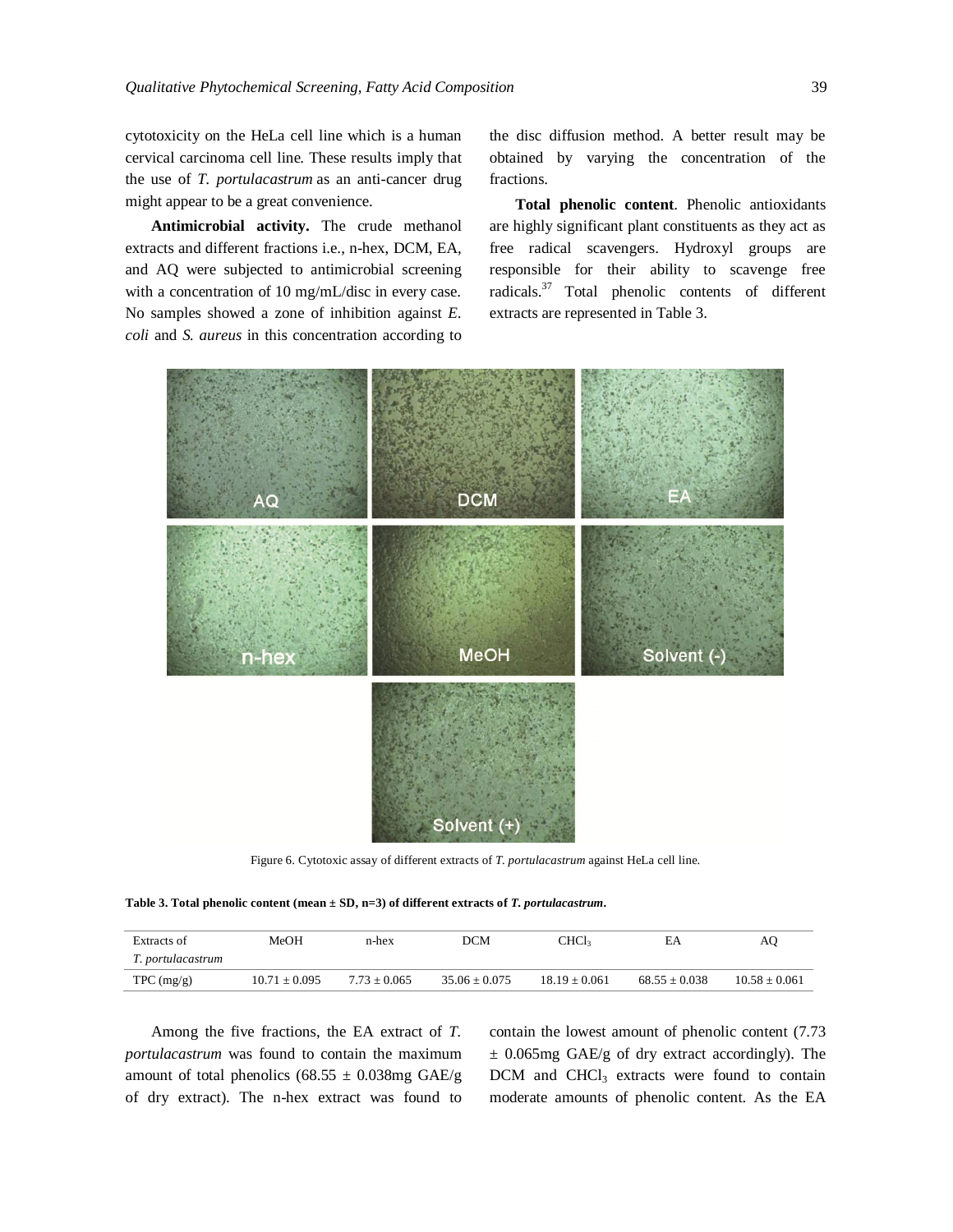cytotoxicity on the HeLa cell line which is a human cervical carcinoma cell line. These results imply that the use of *T. portulacastrum* as an anti-cancer drug might appear to be a great convenience.

**Antimicrobial activity.** The crude methanol extracts and different fractions i.e., n-hex, DCM, EA, and AQ were subjected to antimicrobial screening with a concentration of 10 mg/mL/disc in every case. No samples showed a zone of inhibition against *E. coli* and *S. aureus* in this concentration according to the disc diffusion method. A better result may be obtained by varying the concentration of the fractions.

**Total phenolic content**. Phenolic antioxidants are highly significant plant constituents as they act as free radical scavengers. Hydroxyl groups are responsible for their ability to scavenge free radicals.[37] Total phenolic contents of different extracts are represented in Table 3.

Figure 6. Cytotoxic assay of different extracts of *T. portulacastrum* against HeLa cell line.

**Table 3. Total phenolic content (mean ± SD, n=3) of different extracts of *T. portulacastrum*.**

| Extracts of *T. portulacastrum* | MeOH | n-hex | DCM | $CHCl_3$ | EA | AQ |
|---|---|---|---|---|---|---|
| TPC (mg/g) | 10.71 ± 0.095 | 7.73 ± 0.065 | 35.06 ± 0.075 | 18.19 ± 0.061 | 68.55 ± 0.038 | 10.58 ± 0.061 |

Among the five fractions, the EA extract of *T. portulacastrum* was found to contain the maximum amount of total phenolics (68.55 ± 0.038mg GAE/g of dry extract). The n-hex extract was found to contain the lowest amount of phenolic content (7.73 ± 0.065mg GAE/g of dry extract accordingly). The DCM and $CHCl_3$ extracts were found to contain moderate amounts of phenolic content. As the EA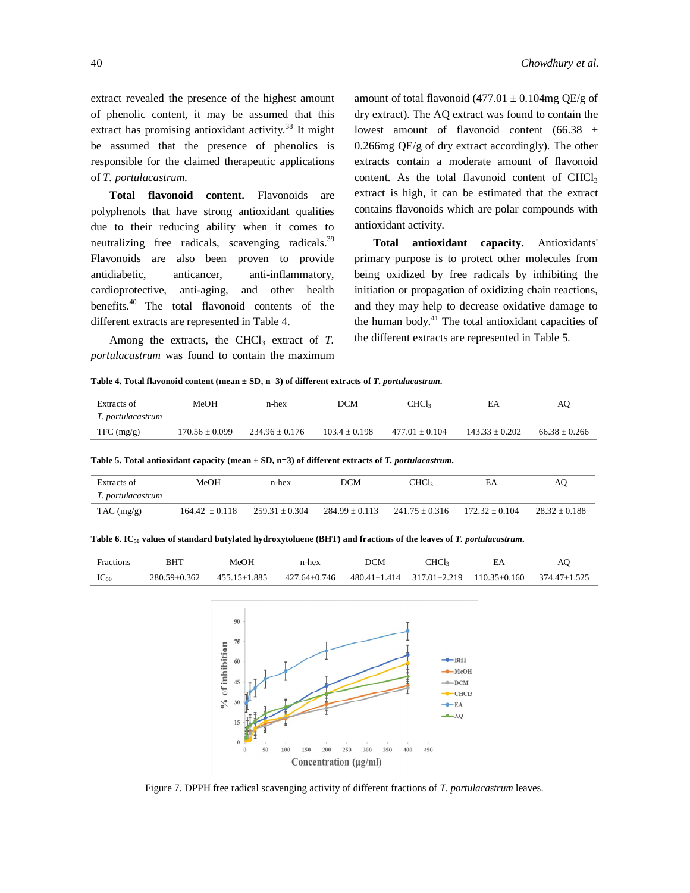extract revealed the presence of the highest amount of phenolic content, it may be assumed that this extract has promising antioxidant activity.[38] It might be assumed that the presence of phenolics is responsible for the claimed therapeutic applications of *T. portulacastrum.*

**Total flavonoid content.** Flavonoids are polyphenols that have strong antioxidant qualities due to their reducing ability when it comes to neutralizing free radicals, scavenging radicals.[39] Flavonoids are also been proven to provide antidiabetic, anticancer, anti-inflammatory, cardioprotective, anti-aging, and other health benefits.[40] The total flavonoid contents of the different extracts are represented in Table 4.

Among the extracts, the $CHCl_3$ extract of *T. portulacastrum* was found to contain the maximum amount of total flavonoid (477.01 ± 0.104mg QE/g of dry extract). The AQ extract was found to contain the lowest amount of flavonoid content (66.38 ± 0.266mg QE/g of dry extract accordingly). The other extracts contain a moderate amount of flavonoid content. As the total flavonoid content of $CHCl_3$ extract is high, it can be estimated that the extract contains flavonoids which are polar compounds with antioxidant activity.

**Total antioxidant capacity.** Antioxidants' primary purpose is to protect other molecules from being oxidized by free radicals by inhibiting the initiation or propagation of oxidizing chain reactions, and they may help to decrease oxidative damage to the human body.[41] The total antioxidant capacities of the different extracts are represented in Table 5.

**Table 4. Total flavonoid content (mean ± SD, n=3) of different extracts of *T. portulacastrum*.**

| Extracts of *T. portulacastrum* | MeOH | n-hex | DCM | $CHCl_3$ | EA | AQ |
|---|---|---|---|---|---|---|
| TFC (mg/g) | 170.56 ± 0.099 | 234.96 ± 0.176 | 103.4 ± 0.198 | 477.01 ± 0.104 | 143.33 ± 0.202 | 66.38 ± 0.266 |

**Table 5. Total antioxidant capacity (mean ± SD, n=3) of different extracts of *T. portulacastrum*.**

| Extracts of *T. portulacastrum* | MeOH | n-hex | DCM | $CHCl_3$ | EA | AQ |
|---|---|---|---|---|---|---|
| TAC (mg/g) | 164.42 ± 0.118 | 259.31 ± 0.304 | 284.99 ± 0.113 | 241.75 ± 0.316 | 172.32 ± 0.104 | 28.32 ± 0.188 |

**Table 6. $IC_{50}$ values of standard butylated hydroxytoluene (BHT) and fractions of the leaves of *T. portulacastrum*.**

| Fractions | BHT | MeOH | n-hex | DCM | $CHCl_3$ | EA | AQ |
|---|---|---|---|---|---|---|---|
| $IC_{50}$ | 280.59±0.362 | 455.15±1.885 | 427.64±0.746 | 480.41±1.414 | 317.01±2.219 | 110.35±0.160 | 374.47±1.525 |

Figure 7. DPPH free radical scavenging activity of different fractions of *T. portulacastrum* leaves.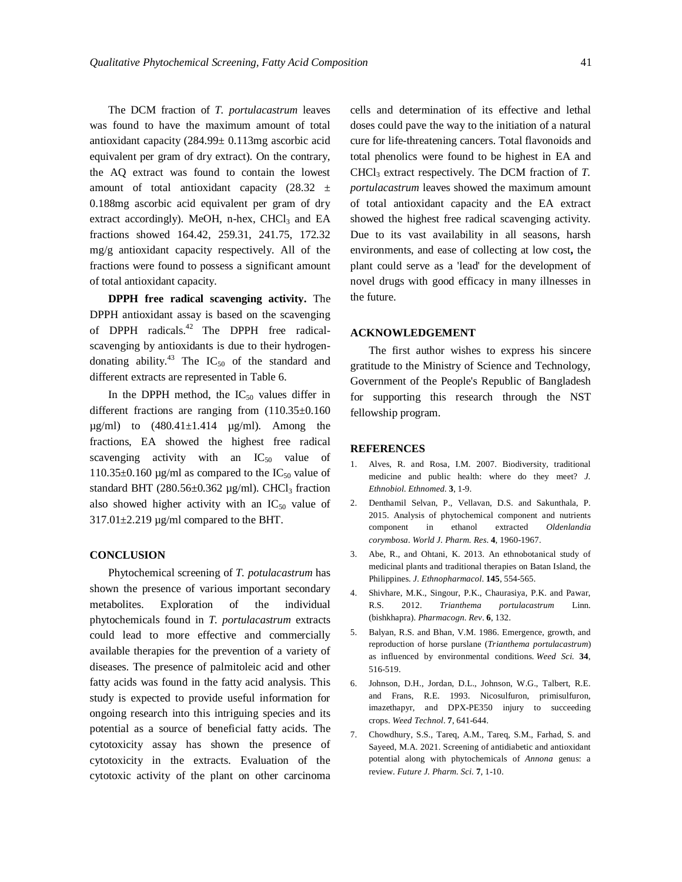The DCM fraction of *T. portulacastrum* leaves was found to have the maximum amount of total antioxidant capacity (284.99± 0.113mg ascorbic acid equivalent per gram of dry extract). On the contrary, the AQ extract was found to contain the lowest amount of total antioxidant capacity (28.32 ± 0.188mg ascorbic acid equivalent per gram of dry extract accordingly). MeOH, n-hex, $CHCl_3$ and EA fractions showed 164.42, 259.31, 241.75, 172.32 mg/g antioxidant capacity respectively. All of the fractions were found to possess a significant amount of total antioxidant capacity.

**DPPH free radical scavenging activity.** The DPPH antioxidant assay is based on the scavenging of DPPH radicals.[42] The DPPH free radical-scavenging by antioxidants is due to their hydrogen-donating ability.[43] The $IC_{50}$ of the standard and different extracts are represented in Table 6.

In the DPPH method, the $IC_{50}$ values differ in different fractions are ranging from (110.35±0.160 µg/ml) to (480.41±1.414 µg/ml). Among the fractions, EA showed the highest free radical scavenging activity with an $IC_{50}$ value of 110.35±0.160 µg/ml as compared to the $IC_{50}$ value of standard BHT (280.56±0.362 µg/ml). $CHCl_3$ fraction also showed higher activity with an $IC_{50}$ value of 317.01±2.219 µg/ml compared to the BHT.

## CONCLUSION

Phytochemical screening of *T. potulacastrum* has shown the presence of various important secondary metabolites. Exploration of the individual phytochemicals found in *T. portulacastrum* extracts could lead to more effective and commercially available therapies for the prevention of a variety of diseases. The presence of palmitoleic acid and other fatty acids was found in the fatty acid analysis. This study is expected to provide useful information for ongoing research into this intriguing species and its potential as a source of beneficial fatty acids. The cytotoxicity assay has shown the presence of cytotoxicity in the extracts. Evaluation of the cytotoxic activity of the plant on other carcinoma cells and determination of its effective and lethal doses could pave the way to the initiation of a natural cure for life-threatening cancers. Total flavonoids and total phenolics were found to be highest in EA and $CHCl_3$ extract respectively. The DCM fraction of *T. portulacastrum* leaves showed the maximum amount of total antioxidant capacity and the EA extract showed the highest free radical scavenging activity. Due to its vast availability in all seasons, harsh environments, and ease of collecting at low cost**,** the plant could serve as a 'lead' for the development of novel drugs with good efficacy in many illnesses in the future.

## ACKNOWLEDGEMENT

The first author wishes to express his sincere gratitude to the Ministry of Science and Technology, Government of the People's Republic of Bangladesh for supporting this research through the NST fellowship program.

## REFERENCES

1. Alves, R. and Rosa, I.M. 2007. Biodiversity, traditional medicine and public health: where do they meet? *J. Ethnobiol. Ethnomed*. **3**, 1-9.
2. Denthamil Selvan, P., Vellavan, D.S. and Sakunthala, P. 2015. Analysis of phytochemical component and nutrients component in ethanol extracted *Oldenlandia corymbosa*. *World J. Pharm. Res*. **4**, 1960-1967.
3. Abe, R., and Ohtani, K. 2013. An ethnobotanical study of medicinal plants and traditional therapies on Batan Island, the Philippines. *J. Ethnopharmacol*. **145**, 554-565.
4. Shivhare, M.K., Singour, P.K., Chaurasiya, P.K. and Pawar, R.S. 2012. *Trianthema portulacastrum* Linn. (bishkhapra). *Pharmacogn. Rev*. **6**, 132.
5. Balyan, R.S. and Bhan, V.M. 1986. Emergence, growth, and reproduction of horse purslane (*Trianthema portulacastrum*) as influenced by environmental conditions. *Weed Sci.* **34**, 516-519.
6. Johnson, D.H., Jordan, D.L., Johnson, W.G., Talbert, R.E. and Frans, R.E. 1993. Nicosulfuron, primisulfuron, imazethapyr, and DPX-PE350 injury to succeeding crops. *Weed Technol*. **7**, 641-644.
7. Chowdhury, S.S., Tareq, A.M., Tareq, S.M., Farhad, S. and Sayeed, M.A. 2021. Screening of antidiabetic and antioxidant potential along with phytochemicals of *Annona* genus: a review. *Future J. Pharm. Sci.* **7**, 1-10.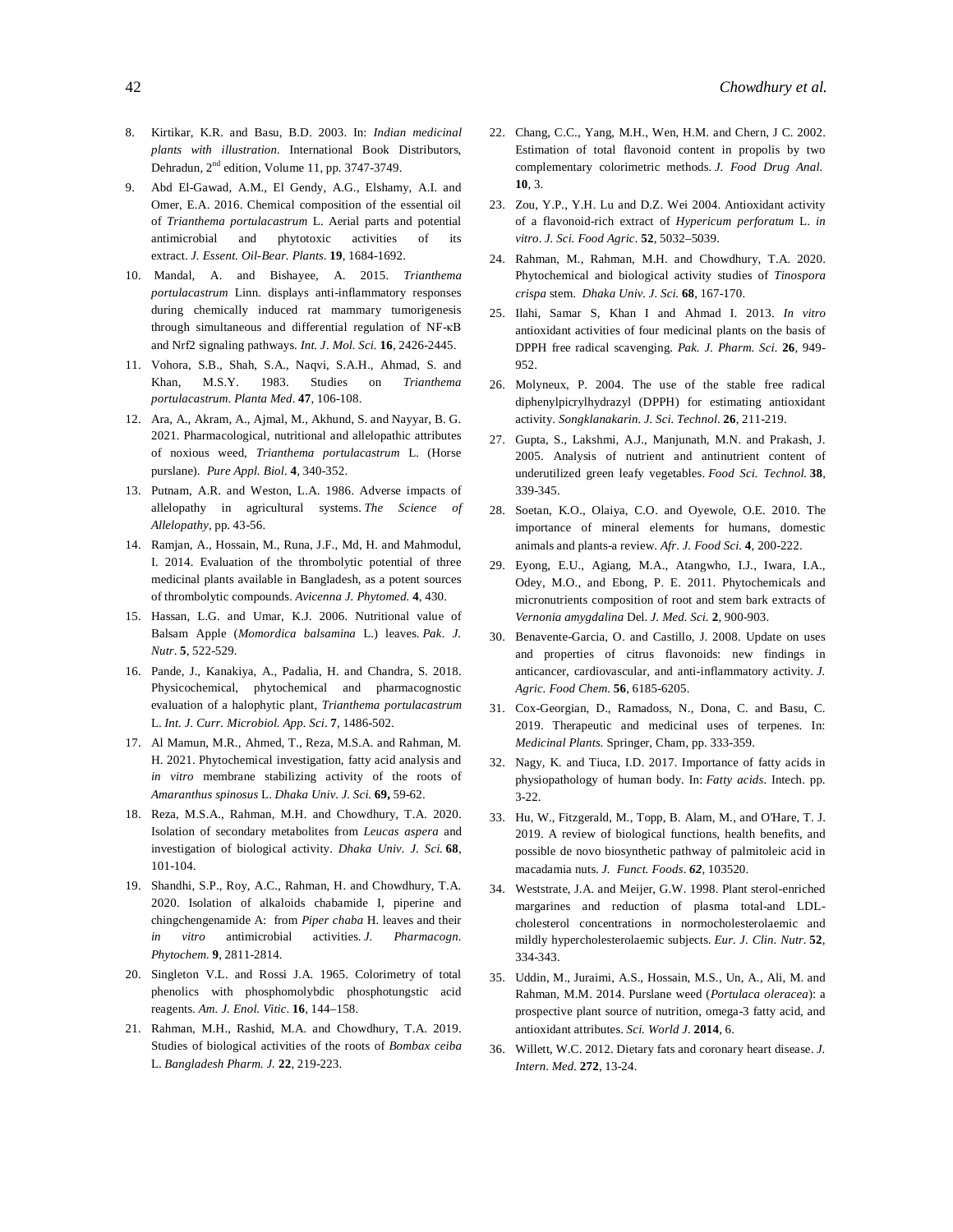8. Kirtikar, K.R. and Basu, B.D. 2003. In: *Indian medicinal plants with illustration*. International Book Distributors, Dehradun, 2nd edition, Volume 11, pp. 3747-3749.

9. Abd El-Gawad, A.M., El Gendy, A.G., Elshamy, A.I. and Omer, E.A. 2016. Chemical composition of the essential oil of *Trianthema portulacastrum* L. Aerial parts and potential antimicrobial and phytotoxic activities of its extract. *J. Essent. Oil-Bear. Plants.* **19**, 1684-1692.

10. Mandal, A. and Bishayee, A. 2015. *Trianthema portulacastrum* Linn. displays anti-inflammatory responses during chemically induced rat mammary tumorigenesis through simultaneous and differential regulation of NF-κB and Nrf2 signaling pathways. *Int. J. Mol. Sci.* **16**, 2426-2445.

11. Vohora, S.B., Shah, S.A., Naqvi, S.A.H., Ahmad, S. and Khan, M.S.Y. 1983. Studies on *Trianthema portulacastrum*. *Planta Med*. **47**, 106-108.

12. Ara, A., Akram, A., Ajmal, M., Akhund, S. and Nayyar, B. G. 2021. Pharmacological, nutritional and allelopathic attributes of noxious weed, *Trianthema portulacastrum* L. (Horse purslane). *Pure Appl. Biol*. **4**, 340-352.

13. Putnam, A.R. and Weston, L.A. 1986. Adverse impacts of allelopathy in agricultural systems. *The Science of Allelopathy*, pp. 43-56.

14. Ramjan, A., Hossain, M., Runa, J.F., Md, H. and Mahmodul, I. 2014. Evaluation of the thrombolytic potential of three medicinal plants available in Bangladesh, as a potent sources of thrombolytic compounds. *Avicenna J. Phytomed.* **4**, 430.

15. Hassan, L.G. and Umar, K.J. 2006. Nutritional value of Balsam Apple (*Momordica balsamina* L.) leaves. *Pak. J. Nutr*. **5**, 522-529.

16. Pande, J., Kanakiya, A., Padalia, H. and Chandra, S. 2018. Physicochemical, phytochemical and pharmacognostic evaluation of a halophytic plant, *Trianthema portulacastrum* L. *Int. J. Curr. Microbiol. App. Sci*. **7**, 1486-502.

17. Al Mamun, M.R., Ahmed, T., Reza, M.S.A. and Rahman, M. H. 2021. Phytochemical investigation, fatty acid analysis and *in vitro* membrane stabilizing activity of the roots of *Amaranthus spinosus* L. *Dhaka Univ. J. Sci.* **69,** 59-62.

18. Reza, M.S.A., Rahman, M.H. and Chowdhury, T.A. 2020. Isolation of secondary metabolites from *Leucas aspera* and investigation of biological activity. *Dhaka Univ. J. Sci.* **68**, 101-104.

19. Shandhi, S.P., Roy, A.C., Rahman, H. and Chowdhury, T.A. 2020. Isolation of alkaloids chabamide I, piperine and chingchengenamide A: from *Piper chaba* H. leaves and their *in vitro* antimicrobial activities. *J. Pharmacogn. Phytochem.* **9**, 2811-2814.

20. Singleton V.L. and Rossi J.A. 1965. Colorimetry of total phenolics with phosphomolybdic phosphotungstic acid reagents. *Am. J. Enol. Vitic*. **16**, 144–158.

21. Rahman, M.H., Rashid, M.A. and Chowdhury, T.A. 2019. Studies of biological activities of the roots of *Bombax ceiba* L. *Bangladesh Pharm. J.* **22**, 219-223.

22. Chang, C.C., Yang, M.H., Wen, H.M. and Chern, J C. 2002. Estimation of total flavonoid content in propolis by two complementary colorimetric methods. *J. Food Drug Anal.* **10**, 3.

23. Zou, Y.P., Y.H. Lu and D.Z. Wei 2004. Antioxidant activity of a flavonoid-rich extract of *Hypericum perforatum* L. *in vitro*. *J. Sci. Food Agric*. **52**, 5032–5039.

24. Rahman, M., Rahman, M.H. and Chowdhury, T.A. 2020. Phytochemical and biological activity studies of *Tinospora crispa* stem. *Dhaka Univ. J. Sci.* **68**, 167-170.

25. Ilahi, Samar S, Khan I and Ahmad I. 2013. *In vitro* antioxidant activities of four medicinal plants on the basis of DPPH free radical scavenging. *Pak. J. Pharm. Sci.* **26**, 949-952.

26. Molyneux, P. 2004. The use of the stable free radical diphenylpicrylhydrazyl (DPPH) for estimating antioxidant activity. *Songklanakarin. J. Sci. Technol*. **26**, 211-219.

27. Gupta, S., Lakshmi, A.J., Manjunath, M.N. and Prakash, J. 2005. Analysis of nutrient and antinutrient content of underutilized green leafy vegetables. *Food Sci. Technol.* **38**, 339-345.

28. Soetan, K.O., Olaiya, C.O. and Oyewole, O.E. 2010. The importance of mineral elements for humans, domestic animals and plants-a review. *Afr. J. Food Sci.* **4**, 200-222.

29. Eyong, E.U., Agiang, M.A., Atangwho, I.J., Iwara, I.A., Odey, M.O., and Ebong, P. E. 2011. Phytochemicals and micronutrients composition of root and stem bark extracts of *Vernonia amygdalina* Del. *J. Med. Sci.* **2**, 900-903.

30. Benavente-Garcia, O. and Castillo, J. 2008. Update on uses and properties of citrus flavonoids: new findings in anticancer, cardiovascular, and anti-inflammatory activity. *J. Agric. Food Chem.* **56**, 6185-6205.

31. Cox-Georgian, D., Ramadoss, N., Dona, C. and Basu, C. 2019. Therapeutic and medicinal uses of terpenes. In: *Medicinal Plants.* Springer, Cham, pp. 333-359.

32. Nagy, K. and Tiuca, I.D. 2017. Importance of fatty acids in physiopathology of human body. In: *Fatty acids*. Intech. pp. 3-22.

33. Hu, W., Fitzgerald, M., Topp, B. Alam, M., and O'Hare, T. J. 2019. A review of biological functions, health benefits, and possible de novo biosynthetic pathway of palmitoleic acid in macadamia nuts. *J. Funct. Foods*. ***62***, 103520.

34. Weststrate, J.A. and Meijer, G.W. 1998. Plant sterol-enriched margarines and reduction of plasma total-and LDL-cholesterol concentrations in normocholesterolaemic and mildly hypercholesterolaemic subjects. *Eur. J. Clin. Nutr.* **52**, 334-343.

35. Uddin, M., Juraimi, A.S., Hossain, M.S., Un, A., Ali, M. and Rahman, M.M. 2014. Purslane weed (*Portulaca oleracea*): a prospective plant source of nutrition, omega-3 fatty acid, and antioxidant attributes. *Sci. World J*. **2014**, 6.

36. Willett, W.C. 2012. Dietary fats and coronary heart disease. *J. Intern. Med*. **272**, 13-24.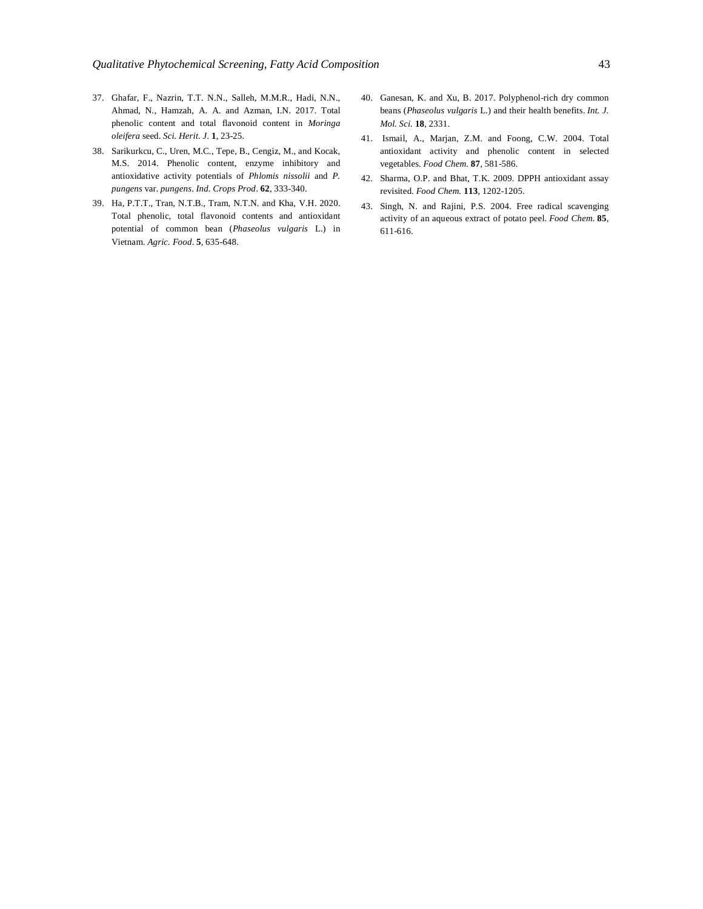37. Ghafar, F., Nazrin, T.T. N.N., Salleh, M.M.R., Hadi, N.N., Ahmad, N., Hamzah, A. A. and Azman, I.N. 2017. Total phenolic content and total flavonoid content in *Moringa oleifera* seed. *Sci. Herit. J.* **1**, 23-25.
38. Sarikurkcu, C., Uren, M.C., Tepe, B., Cengiz, M., and Kocak, M.S. 2014. Phenolic content, enzyme inhibitory and antioxidative activity potentials of *Phlomis nissolii* and *P. pungens* var. *pungens*. *Ind. Crops Prod*. **62**, 333-340.
39. Ha, P.T.T., Tran, N.T.B., Tram, N.T.N. and Kha, V.H. 2020. Total phenolic, total flavonoid contents and antioxidant potential of common bean (*Phaseolus vulgaris* L.) in Vietnam. *Agric. Food*. **5**, 635-648.
40. Ganesan, K. and Xu, B. 2017. Polyphenol-rich dry common beans (*Phaseolus vulgaris* L.) and their health benefits. *Int. J. Mol. Sci.* **18**, 2331.
41. Ismail, A., Marjan, Z.M. and Foong, C.W. 2004. Total antioxidant activity and phenolic content in selected vegetables. *Food Chem*. **87**, 581-586.
42. Sharma, O.P. and Bhat, T.K. 2009. DPPH antioxidant assay revisited. *Food Chem.* **113**, 1202-1205.
43. Singh, N. and Rajini, P.S. 2004. Free radical scavenging activity of an aqueous extract of potato peel. *Food Chem.* **85**, 611-616.